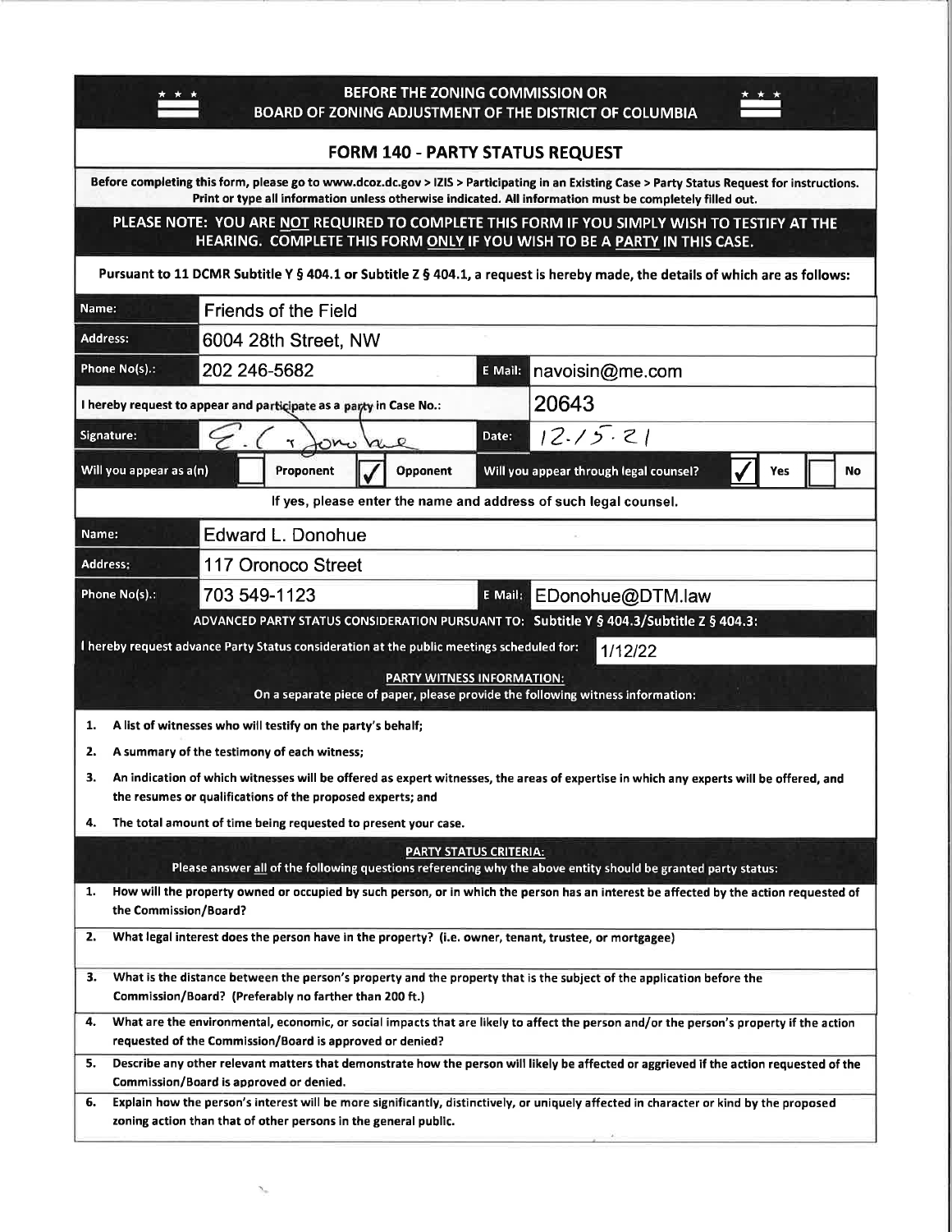# BEFORE THE ZONING COMMISSION OR BOARD OF ZONING ADJUSTMENT OF THE DISTRICT OF COLUMBIA

## FORM 140 - PARTY STATUS REQUEST

**Before completing this form, please go to www.dcoz.dc.gov > IZIS > Participating in an Existing Case > Party Status Request for instructions. Print or type all information unless otherwise indicated. All information must be completely filled out.**

**PLEASE NOTE: YOU ARE NOT REQUIRED TO COMPLETE THIS FORM IF YOU SIMPLY WISH TO TESTIFY AT THE HEARING. COMPLETE THIS FORM ONLY IF YOU WISH TO BE A PARTY IN THIS CASE.**

**Pursuant to 11 DCMR Subtitle Y § 404.1 or Subtitle Z § 404.1, a request is hereby made, the details of which are as follows:**

| | | | |
|---|---|---|---|
| **Name:** | Friends of the Field | | |
| **Address:** | 6004 28th Street, NW | | |
| **Phone No(s).:** | 202 246-5682 | **E Mail:** | navoisin@me.com |
| **I hereby request to appear and participate as a party in Case No.:** | | | 20643 |
| **Signature:** | E. C. T. Donohue | **Date:** | 12.15.21 |
| **Will you appear as a(n)** | ☐ Proponent ☑ Opponent | **Will you appear through legal counsel?** | ☑ Yes ☐ No |

**If yes, please enter the name and address of such legal counsel.**

| | | | |
|---|---|---|---|
| **Name:** | Edward L. Donohue | | |
| **Address:** | 117 Oronoco Street | | |
| **Phone No(s).:** | 703 549-1123 | **E Mail:** | EDonohue@DTM.law |

**ADVANCED PARTY STATUS CONSIDERATION PURSUANT TO: Subtitle Y § 404.3/Subtitle Z § 404.3:**

I hereby request advance Party Status consideration at the public meetings scheduled for: 1/12/22

**PARTY WITNESS INFORMATION:**

On a separate piece of paper, please provide the following witness information:

1. A list of witnesses who will testify on the party's behalf;
2. A summary of the testimony of each witness;
3. An indication of which witnesses will be offered as expert witnesses, the areas of expertise in which any experts will be offered, and the resumes or qualifications of the proposed experts; and
4. The total amount of time being requested to present your case.

**PARTY STATUS CRITERIA:**

Please answer all of the following questions referencing why the above entity should be granted party status:

1. How will the property owned or occupied by such person, or in which the person has an interest be affected by the action requested of the Commission/Board?
2. What legal interest does the person have in the property? (i.e. owner, tenant, trustee, or mortgagee)
3. What is the distance between the person's property and the property that is the subject of the application before the Commission/Board? (Preferably no farther than 200 ft.)
4. What are the environmental, economic, or social impacts that are likely to affect the person and/or the person's property if the action requested of the Commission/Board is approved or denied?
5. Describe any other relevant matters that demonstrate how the person will likely be affected or aggrieved if the action requested of the Commission/Board is approved or denied.
6. Explain how the person's interest will be more significantly, distinctively, or uniquely affected in character or kind by the proposed zoning action than that of other persons in the general public.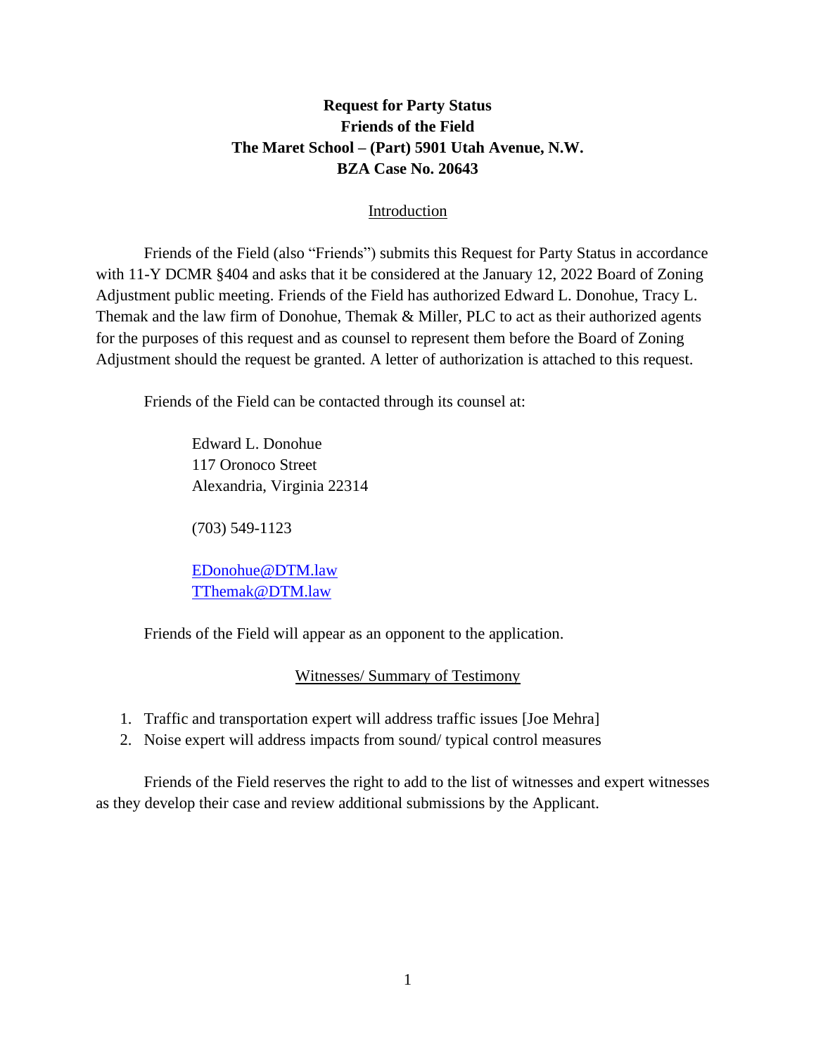**Request for Party Status**
**Friends of the Field**
**The Maret School – (Part) 5901 Utah Avenue, N.W.**
**BZA Case No. 20643**

<u>Introduction</u>

Friends of the Field (also "Friends") submits this Request for Party Status in accordance with 11-Y DCMR §404 and asks that it be considered at the January 12, 2022 Board of Zoning Adjustment public meeting. Friends of the Field has authorized Edward L. Donohue, Tracy L. Themak and the law firm of Donohue, Themak & Miller, PLC to act as their authorized agents for the purposes of this request and as counsel to represent them before the Board of Zoning Adjustment should the request be granted. A letter of authorization is attached to this request.

Friends of the Field can be contacted through its counsel at:

Edward L. Donohue
117 Oronoco Street
Alexandria, Virginia 22314

(703) 549-1123

EDonohue@DTM.law
TThemak@DTM.law

Friends of the Field will appear as an opponent to the application.

<u>Witnesses/ Summary of Testimony</u>

1. Traffic and transportation expert will address traffic issues [Joe Mehra]
2. Noise expert will address impacts from sound/ typical control measures

Friends of the Field reserves the right to add to the list of witnesses and expert witnesses as they develop their case and review additional submissions by the Applicant.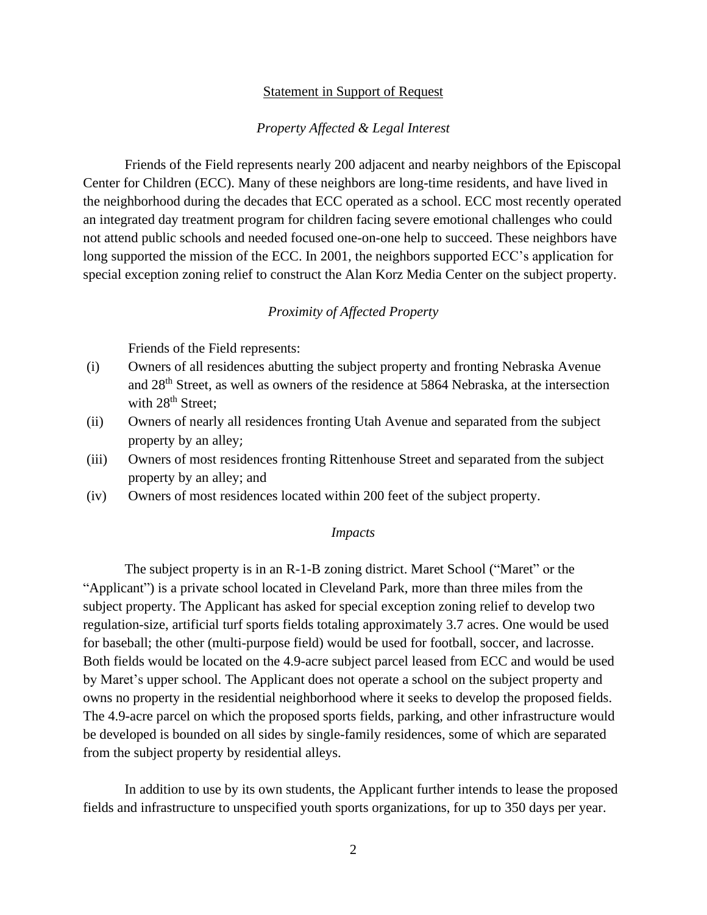## Statement in Support of Request

### *Property Affected & Legal Interest*

Friends of the Field represents nearly 200 adjacent and nearby neighbors of the Episcopal Center for Children (ECC). Many of these neighbors are long-time residents, and have lived in the neighborhood during the decades that ECC operated as a school. ECC most recently operated an integrated day treatment program for children facing severe emotional challenges who could not attend public schools and needed focused one-on-one help to succeed. These neighbors have long supported the mission of the ECC. In 2001, the neighbors supported ECC's application for special exception zoning relief to construct the Alan Korz Media Center on the subject property.

### *Proximity of Affected Property*

Friends of the Field represents:

(i) Owners of all residences abutting the subject property and fronting Nebraska Avenue and 28th Street, as well as owners of the residence at 5864 Nebraska, at the intersection with 28th Street;

(ii) Owners of nearly all residences fronting Utah Avenue and separated from the subject property by an alley;

(iii) Owners of most residences fronting Rittenhouse Street and separated from the subject property by an alley; and

(iv) Owners of most residences located within 200 feet of the subject property.

### *Impacts*

The subject property is in an R-1-B zoning district. Maret School ("Maret" or the "Applicant") is a private school located in Cleveland Park, more than three miles from the subject property. The Applicant has asked for special exception zoning relief to develop two regulation-size, artificial turf sports fields totaling approximately 3.7 acres. One would be used for baseball; the other (multi-purpose field) would be used for football, soccer, and lacrosse. Both fields would be located on the 4.9-acre subject parcel leased from ECC and would be used by Maret's upper school. The Applicant does not operate a school on the subject property and owns no property in the residential neighborhood where it seeks to develop the proposed fields. The 4.9-acre parcel on which the proposed sports fields, parking, and other infrastructure would be developed is bounded on all sides by single-family residences, some of which are separated from the subject property by residential alleys.

In addition to use by its own students, the Applicant further intends to lease the proposed fields and infrastructure to unspecified youth sports organizations, for up to 350 days per year.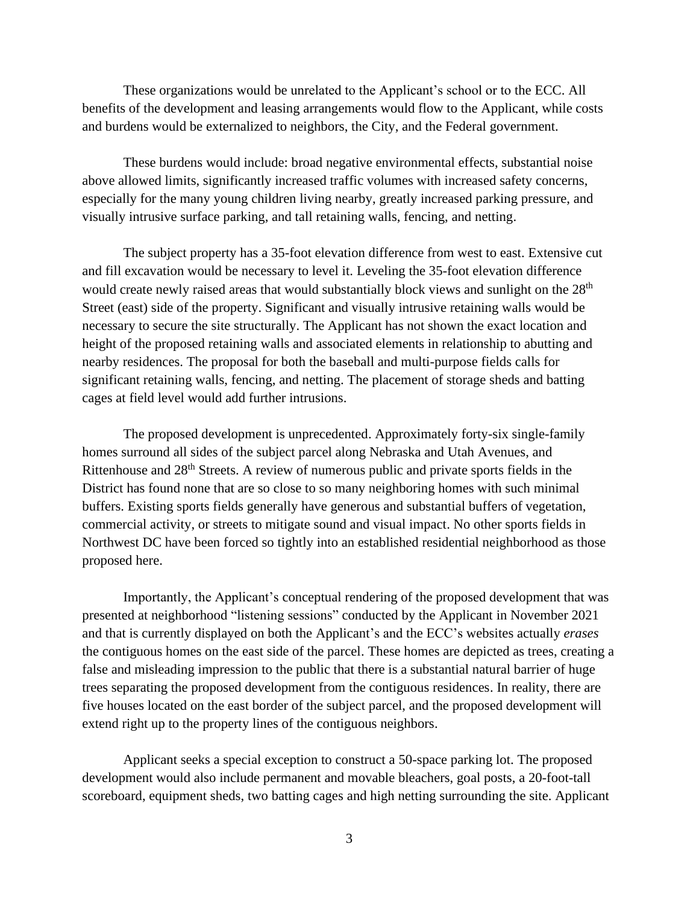These organizations would be unrelated to the Applicant's school or to the ECC. All benefits of the development and leasing arrangements would flow to the Applicant, while costs and burdens would be externalized to neighbors, the City, and the Federal government.

These burdens would include: broad negative environmental effects, substantial noise above allowed limits, significantly increased traffic volumes with increased safety concerns, especially for the many young children living nearby, greatly increased parking pressure, and visually intrusive surface parking, and tall retaining walls, fencing, and netting.

The subject property has a 35-foot elevation difference from west to east. Extensive cut and fill excavation would be necessary to level it. Leveling the 35-foot elevation difference would create newly raised areas that would substantially block views and sunlight on the 28th Street (east) side of the property. Significant and visually intrusive retaining walls would be necessary to secure the site structurally. The Applicant has not shown the exact location and height of the proposed retaining walls and associated elements in relationship to abutting and nearby residences. The proposal for both the baseball and multi-purpose fields calls for significant retaining walls, fencing, and netting. The placement of storage sheds and batting cages at field level would add further intrusions.

The proposed development is unprecedented. Approximately forty-six single-family homes surround all sides of the subject parcel along Nebraska and Utah Avenues, and Rittenhouse and 28th Streets. A review of numerous public and private sports fields in the District has found none that are so close to so many neighboring homes with such minimal buffers. Existing sports fields generally have generous and substantial buffers of vegetation, commercial activity, or streets to mitigate sound and visual impact. No other sports fields in Northwest DC have been forced so tightly into an established residential neighborhood as those proposed here.

Importantly, the Applicant's conceptual rendering of the proposed development that was presented at neighborhood "listening sessions" conducted by the Applicant in November 2021 and that is currently displayed on both the Applicant's and the ECC's websites actually *erases* the contiguous homes on the east side of the parcel. These homes are depicted as trees, creating a false and misleading impression to the public that there is a substantial natural barrier of huge trees separating the proposed development from the contiguous residences. In reality, there are five houses located on the east border of the subject parcel, and the proposed development will extend right up to the property lines of the contiguous neighbors.

Applicant seeks a special exception to construct a 50-space parking lot. The proposed development would also include permanent and movable bleachers, goal posts, a 20-foot-tall scoreboard, equipment sheds, two batting cages and high netting surrounding the site. Applicant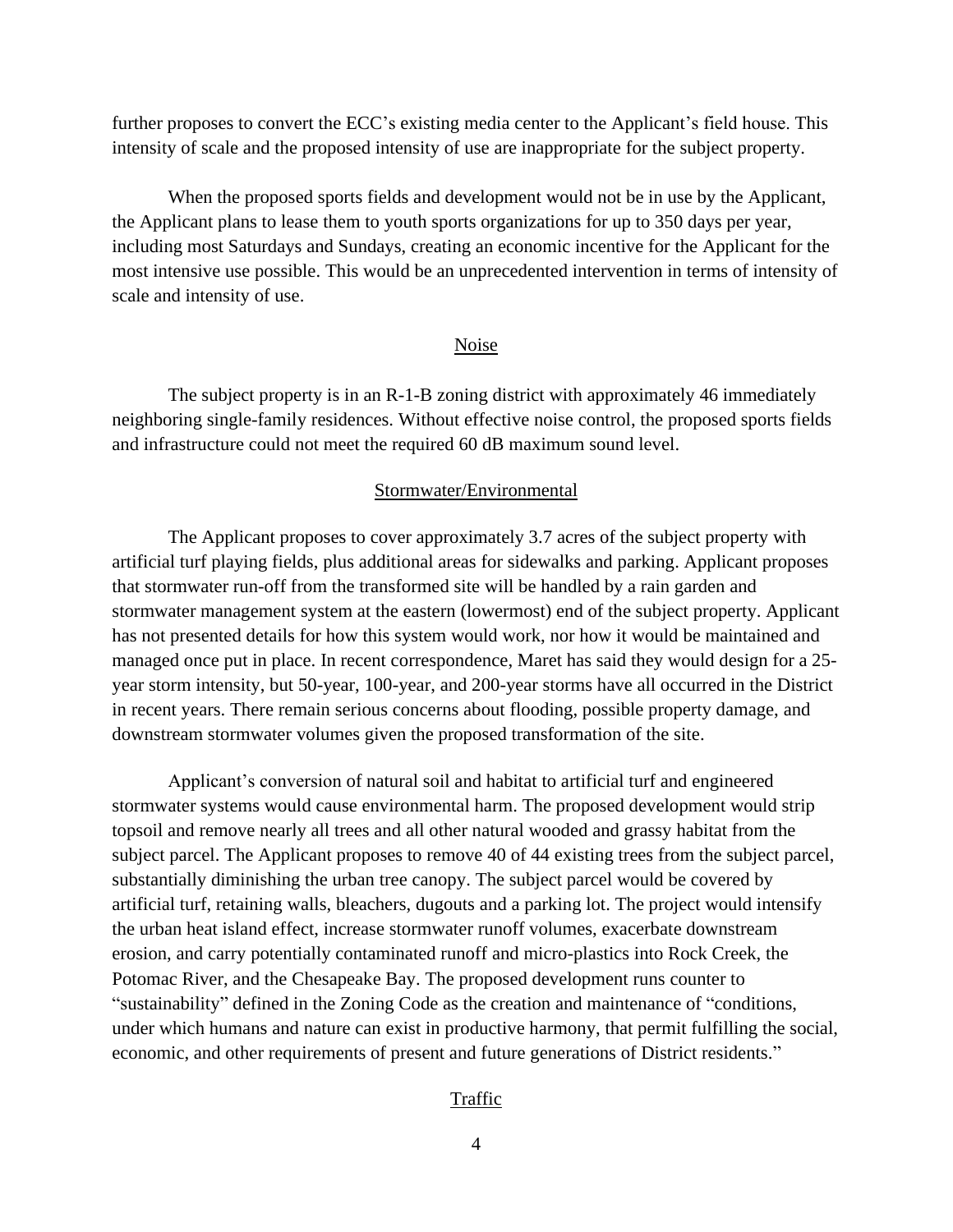further proposes to convert the ECC's existing media center to the Applicant's field house. This intensity of scale and the proposed intensity of use are inappropriate for the subject property.

When the proposed sports fields and development would not be in use by the Applicant, the Applicant plans to lease them to youth sports organizations for up to 350 days per year, including most Saturdays and Sundays, creating an economic incentive for the Applicant for the most intensive use possible. This would be an unprecedented intervention in terms of intensity of scale and intensity of use.

## Noise

The subject property is in an R-1-B zoning district with approximately 46 immediately neighboring single-family residences. Without effective noise control, the proposed sports fields and infrastructure could not meet the required 60 dB maximum sound level.

## Stormwater/Environmental

The Applicant proposes to cover approximately 3.7 acres of the subject property with artificial turf playing fields, plus additional areas for sidewalks and parking. Applicant proposes that stormwater run-off from the transformed site will be handled by a rain garden and stormwater management system at the eastern (lowermost) end of the subject property. Applicant has not presented details for how this system would work, nor how it would be maintained and managed once put in place. In recent correspondence, Maret has said they would design for a 25-year storm intensity, but 50-year, 100-year, and 200-year storms have all occurred in the District in recent years. There remain serious concerns about flooding, possible property damage, and downstream stormwater volumes given the proposed transformation of the site.

Applicant's conversion of natural soil and habitat to artificial turf and engineered stormwater systems would cause environmental harm. The proposed development would strip topsoil and remove nearly all trees and all other natural wooded and grassy habitat from the subject parcel. The Applicant proposes to remove 40 of 44 existing trees from the subject parcel, substantially diminishing the urban tree canopy. The subject parcel would be covered by artificial turf, retaining walls, bleachers, dugouts and a parking lot. The project would intensify the urban heat island effect, increase stormwater runoff volumes, exacerbate downstream erosion, and carry potentially contaminated runoff and micro-plastics into Rock Creek, the Potomac River, and the Chesapeake Bay. The proposed development runs counter to "sustainability" defined in the Zoning Code as the creation and maintenance of "conditions, under which humans and nature can exist in productive harmony, that permit fulfilling the social, economic, and other requirements of present and future generations of District residents."

## Traffic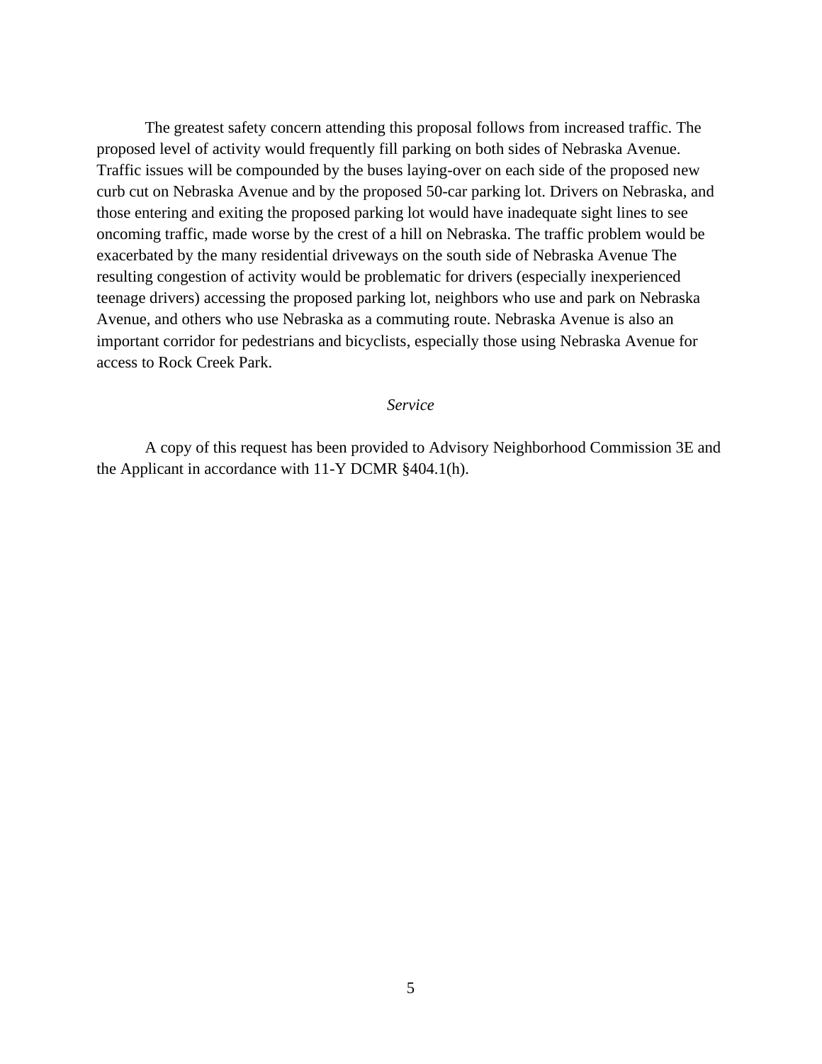The greatest safety concern attending this proposal follows from increased traffic. The proposed level of activity would frequently fill parking on both sides of Nebraska Avenue. Traffic issues will be compounded by the buses laying-over on each side of the proposed new curb cut on Nebraska Avenue and by the proposed 50-car parking lot. Drivers on Nebraska, and those entering and exiting the proposed parking lot would have inadequate sight lines to see oncoming traffic, made worse by the crest of a hill on Nebraska. The traffic problem would be exacerbated by the many residential driveways on the south side of Nebraska Avenue The resulting congestion of activity would be problematic for drivers (especially inexperienced teenage drivers) accessing the proposed parking lot, neighbors who use and park on Nebraska Avenue, and others who use Nebraska as a commuting route. Nebraska Avenue is also an important corridor for pedestrians and bicyclists, especially those using Nebraska Avenue for access to Rock Creek Park.

*Service*

A copy of this request has been provided to Advisory Neighborhood Commission 3E and the Applicant in accordance with 11-Y DCMR §404.1(h).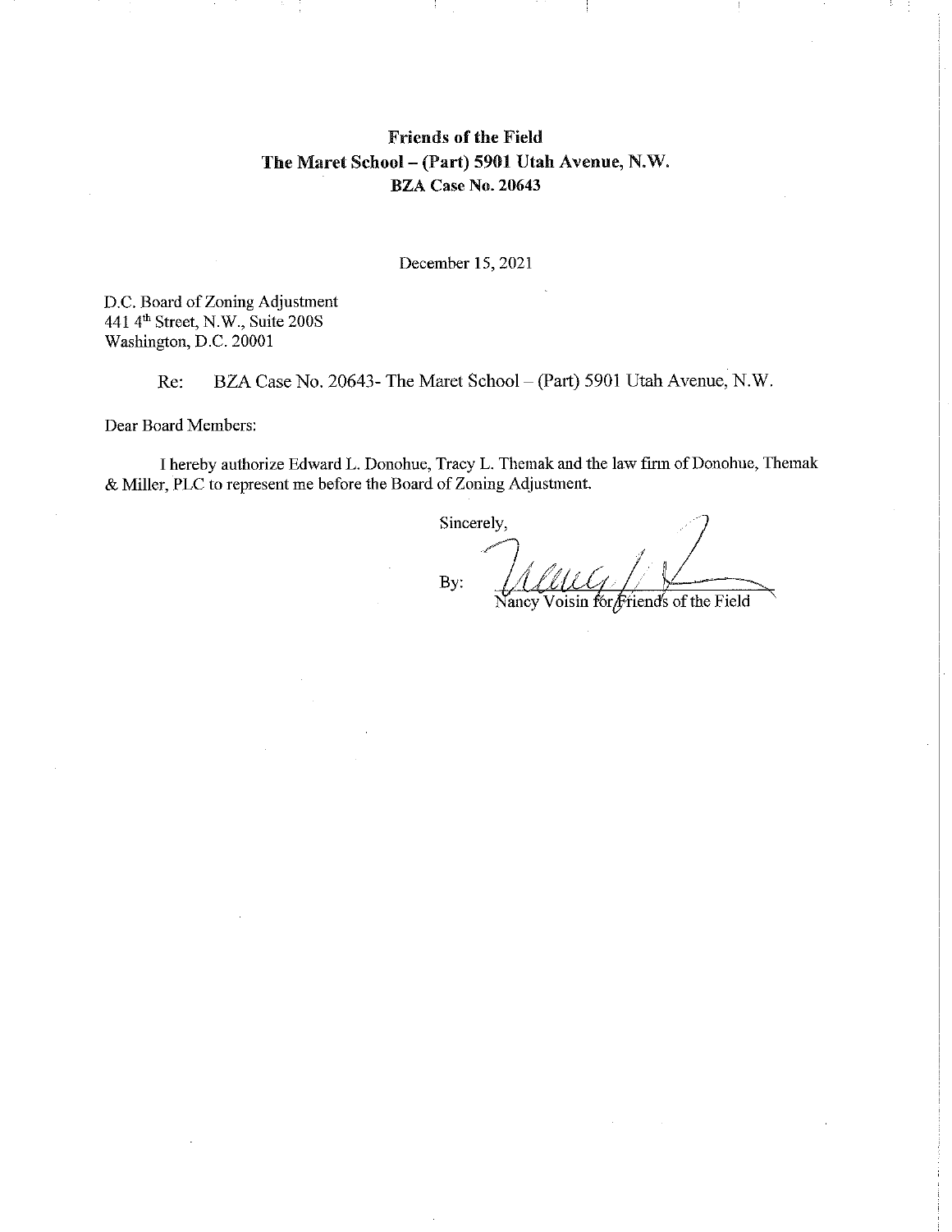**Friends of the Field**
**The Maret School – (Part) 5901 Utah Avenue, N.W.**
**BZA Case No. 20643**

December 15, 2021

D.C. Board of Zoning Adjustment
441 4th Street, N.W., Suite 200S
Washington, D.C. 20001

Re: BZA Case No. 20643- The Maret School – (Part) 5901 Utah Avenue, N.W.

Dear Board Members:

I hereby authorize Edward L. Donohue, Tracy L. Themak and the law firm of Donohue, Themak & Miller, PLC to represent me before the Board of Zoning Adjustment.

Sincerely,

By: ______________________
Nancy Voisin for Friends of the Field